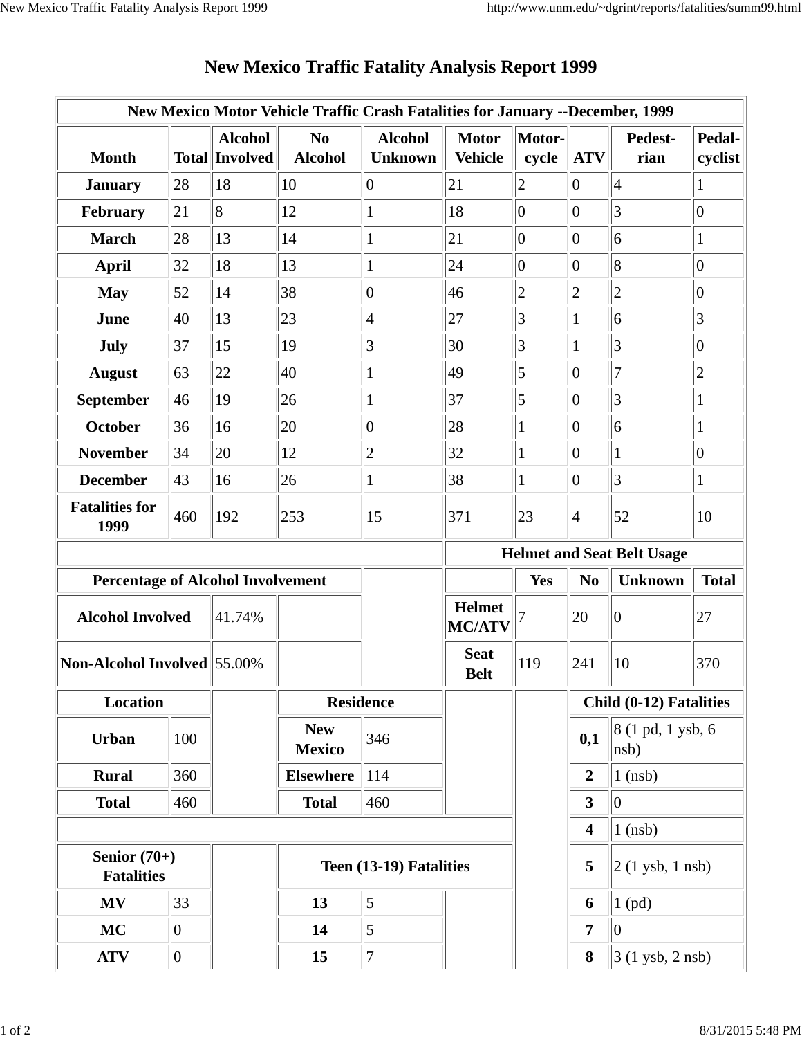# New Mexico Traffic Fatality Analysis Report 1999

**New Mexico Motor Vehicle Traffic Crash Fatalities for January --December, 1999**

| Month | Total | Alcohol Involved | No Alcohol | Alcohol Unknown | Motor Vehicle | Motor-cycle | ATV | Pedest-rian | Pedal-cyclist |
|---|---|---|---|---|---|---|---|---|---|
| January | 28 | 18 | 10 | 0 | 21 | 2 | 0 | 4 | 1 |
| February | 21 | 8 | 12 | 1 | 18 | 0 | 0 | 3 | 0 |
| March | 28 | 13 | 14 | 1 | 21 | 0 | 0 | 6 | 1 |
| April | 32 | 18 | 13 | 1 | 24 | 0 | 0 | 8 | 0 |
| May | 52 | 14 | 38 | 0 | 46 | 2 | 2 | 2 | 0 |
| June | 40 | 13 | 23 | 4 | 27 | 3 | 1 | 6 | 3 |
| July | 37 | 15 | 19 | 3 | 30 | 3 | 1 | 3 | 0 |
| August | 63 | 22 | 40 | 1 | 49 | 5 | 0 | 7 | 2 |
| September | 46 | 19 | 26 | 1 | 37 | 5 | 0 | 3 | 1 |
| October | 36 | 16 | 20 | 0 | 28 | 1 | 0 | 6 | 1 |
| November | 34 | 20 | 12 | 2 | 32 | 1 | 0 | 1 | 0 |
| December | 43 | 16 | 26 | 1 | 38 | 1 | 0 | 3 | 1 |
| **Fatalities for 1999** | 460 | 192 | 253 | 15 | 371 | 23 | 4 | 52 | 10 |

**Percentage of Alcohol Involvement**

| | |
|---|---|
| Alcohol Involved | 41.74% |
| Non-Alcohol Involved | 55.00% |

**Helmet and Seat Belt Usage**

| | Yes | No | Unknown | Total |
|---|---|---|---|---|
| Helmet MC/ATV | 7 | 20 | 0 | 27 |
| Seat Belt | 119 | 241 | 10 | 370 |

**Location**

| | |
|---|---|
| Urban | 100 |
| Rural | 360 |
| Total | 460 |

**Residence**

| | |
|---|---|
| New Mexico | 346 |
| Elsewhere | 114 |
| Total | 460 |

**Child (0-12) Fatalities**

| | |
|---|---|
| 0,1 | 8 (1 pd, 1 ysb, 6 nsb) |
| 2 | 1 (nsb) |
| 3 | 0 |
| 4 | 1 (nsb) |
| 5 | 2 (1 ysb, 1 nsb) |
| 6 | 1 (pd) |
| 7 | 0 |
| 8 | 3 (1 ysb, 2 nsb) |

**Senior (70+) Fatalities**

| | |
|---|---|
| MV | 33 |
| MC | 0 |
| ATV | 0 |

**Teen (13-19) Fatalities**

| | |
|---|---|
| 13 | 5 |
| 14 | 5 |
| 15 | 7 |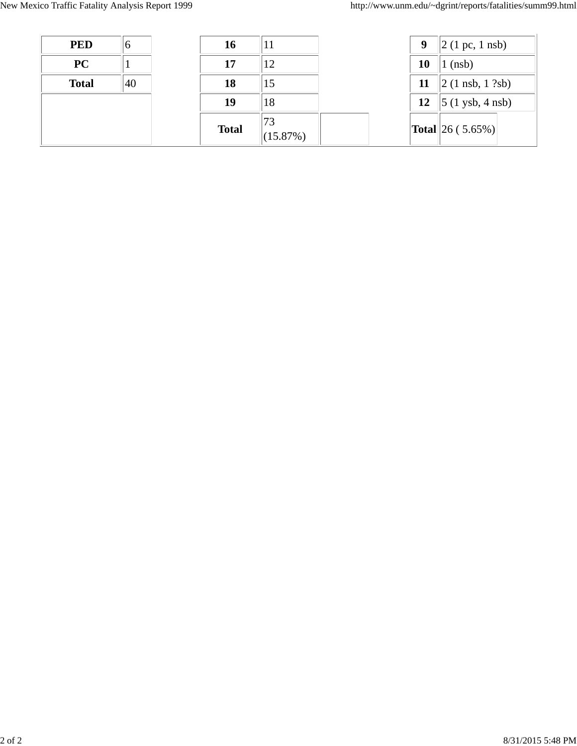| | |
|---|---|
| **PED** | 6 |
| **PC** | 1 |
| **Total** | 40 |

| | |
|---|---|
| **16** | 11 |
| **17** | 12 |
| **18** | 15 |
| **19** | 18 |
| **Total** | 73 (15.87%) |

| | |
|---|---|
| **9** | 2 (1 pc, 1 nsb) |
| **10** | 1 (nsb) |
| **11** | 2 (1 nsb, 1 ?sb) |
| **12** | 5 (1 ysb, 4 nsb) |
| **Total** | 26 ( 5.65%) |